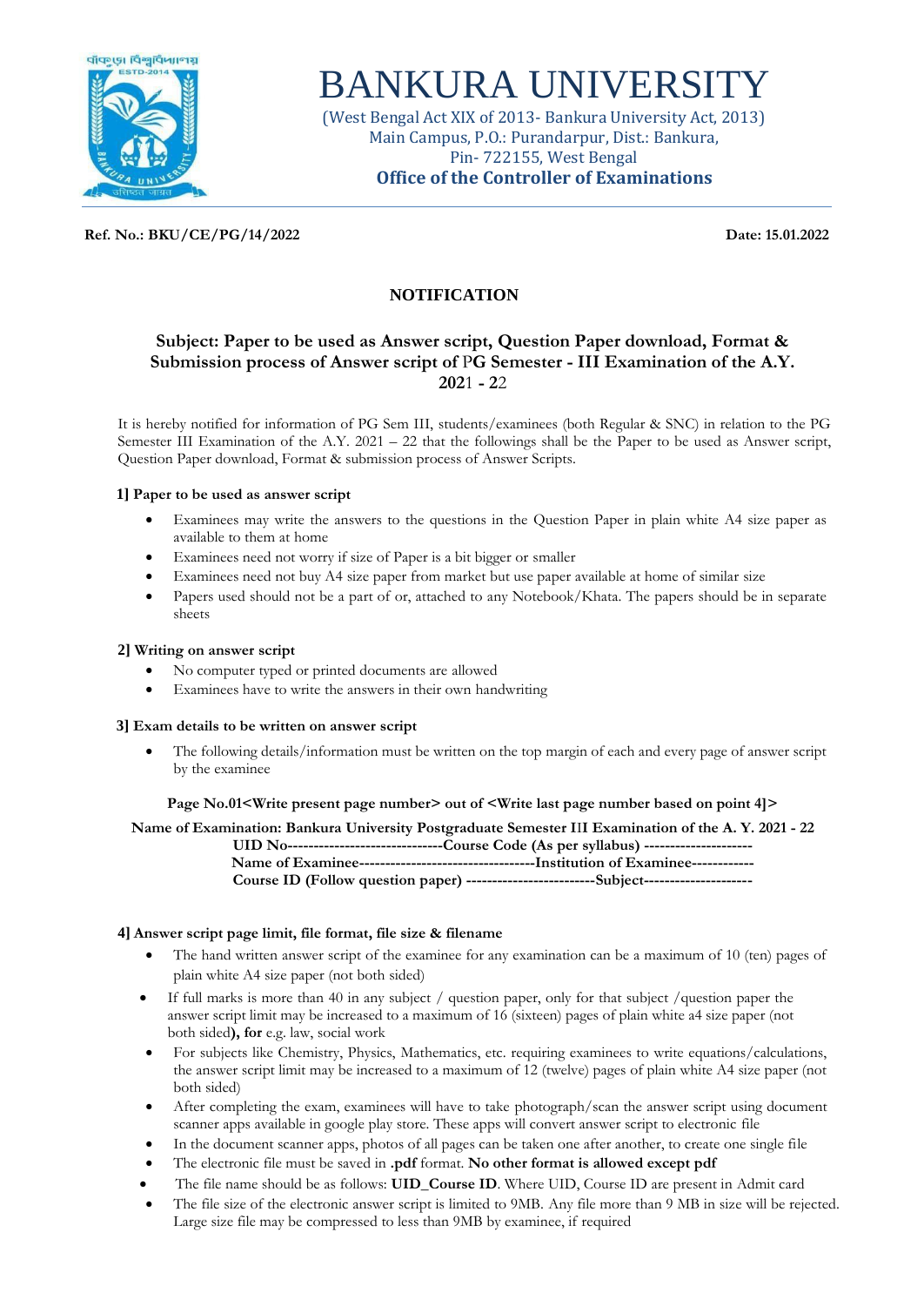# BANKURA UNIVERSITY

(West Bengal Act XIX of 2013- Bankura University Act, 2013)
Main Campus, P.O.: Purandarpur, Dist.: Bankura,
Pin- 722155, West Bengal
**Office of the Controller of Examinations**

**Ref. No.: BKU/CE/PG/14/2022** **Date: 15.01.2022**

## NOTIFICATION

### Subject: Paper to be used as Answer script, Question Paper download, Format & Submission process of Answer script of PG Semester - III Examination of the A.Y. 2021 - 22

It is hereby notified for information of PG Sem III, students/examinees (both Regular & SNC) in relation to the PG Semester III Examination of the A.Y. 2021 – 22 that the followings shall be the Paper to be used as Answer script, Question Paper download, Format & submission process of Answer Scripts.

**1] Paper to be used as answer script**

- Examinees may write the answers to the questions in the Question Paper in plain white A4 size paper as available to them at home
- Examinees need not worry if size of Paper is a bit bigger or smaller
- Examinees need not buy A4 size paper from market but use paper available at home of similar size
- Papers used should not be a part of or, attached to any Notebook/Khata. The papers should be in separate sheets

**2] Writing on answer script**

- No computer typed or printed documents are allowed
- Examinees have to write the answers in their own handwriting

**3] Exam details to be written on answer script**

- The following details/information must be written on the top margin of each and every page of answer script by the examinee

**Page No.01<Write present page number> out of <Write last page number based on point 4]>**

**Name of Examination: Bankura University Postgraduate Semester III Examination of the A. Y. 2021 - 22**
**UID No------------------------------Course Code (As per syllabus) ---------------------**
**Name of Examinee----------------------------------Institution of Examinee------------**
**Course ID (Follow question paper) -------------------------Subject---------------------**

**4] Answer script page limit, file format, file size & filename**

- The hand written answer script of the examinee for any examination can be a maximum of 10 (ten) pages of plain white A4 size paper (not both sided)
- If full marks is more than 40 in any subject / question paper, only for that subject /question paper the answer script limit may be increased to a maximum of 16 (sixteen) pages of plain white a4 size paper (not both sided)**, for** e.g. law, social work
- For subjects like Chemistry, Physics, Mathematics, etc. requiring examinees to write equations/calculations, the answer script limit may be increased to a maximum of 12 (twelve) pages of plain white A4 size paper (not both sided)
- After completing the exam, examinees will have to take photograph/scan the answer script using document scanner apps available in google play store. These apps will convert answer script to electronic file
- In the document scanner apps, photos of all pages can be taken one after another, to create one single file
- The electronic file must be saved in **.pdf** format. **No other format is allowed except pdf**
- The file name should be as follows: **UID_Course ID**. Where UID, Course ID are present in Admit card
- The file size of the electronic answer script is limited to 9MB. Any file more than 9 MB in size will be rejected. Large size file may be compressed to less than 9MB by examinee, if required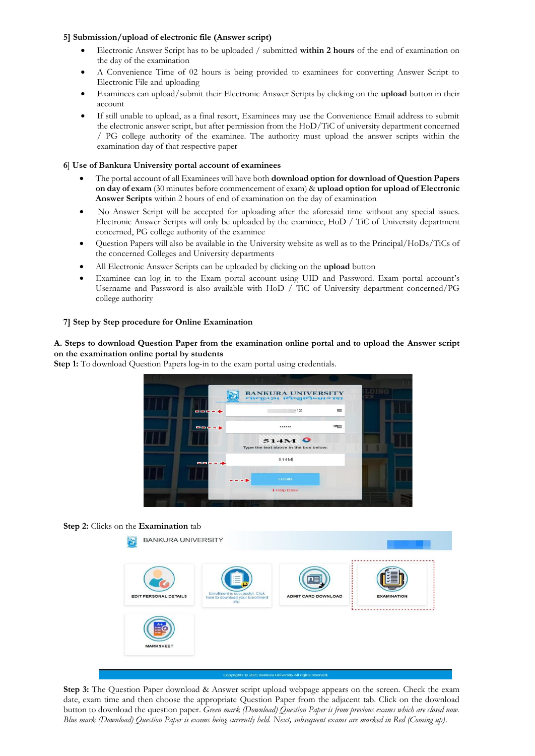**5] Submission/upload of electronic file (Answer script)**

- Electronic Answer Script has to be uploaded / submitted **within 2 hours** of the end of examination on the day of the examination
- A Convenience Time of 02 hours is being provided to examinees for converting Answer Script to Electronic File and uploading
- Examinees can upload/submit their Electronic Answer Scripts by clicking on the **upload** button in their account
- If still unable to upload, as a final resort, Examinees may use the Convenience Email address to submit the electronic answer script, but after permission from the HoD/TiC of university department concerned / PG college authority of the examinee. The authority must upload the answer scripts within the examination day of that respective paper

**6] Use of Bankura University portal account of examinees**

- The portal account of all Examinees will have both **download option for download of Question Papers on day of exam** (30 minutes before commencement of exam) & **upload option for upload of Electronic Answer Scripts** within 2 hours of end of examination on the day of examination
- No Answer Script will be accepted for uploading after the aforesaid time without any special issues. Electronic Answer Scripts will only be uploaded by the examinee, HoD / TiC of University department concerned, PG college authority of the examinee
- Question Papers will also be available in the University website as well as to the Principal/HoDs/TiCs of the concerned Colleges and University departments
- All Electronic Answer Scripts can be uploaded by clicking on the **upload** button
- Examinee can log in to the Exam portal account using UID and Password. Exam portal account's Username and Password is also available with HoD / TiC of University department concerned/PG college authority

**7] Step by Step procedure for Online Examination**

**A. Steps to download Question Paper from the examination online portal and to upload the Answer script on the examination online portal by students**

**Step 1:** To download Question Papers log-in to the exam portal using credentials.

**Step 2:** Clicks on the **Examination** tab

**Step 3:** The Question Paper download & Answer script upload webpage appears on the screen. Check the exam date, exam time and then choose the appropriate Question Paper from the adjacent tab. Click on the download button to download the question paper. *Green mark (Download) Question Paper is from previous exams which are closed now. Blue mark (Download) Question Paper is exams being currently held. Next, subsequent exams are marked in Red (Coming up).*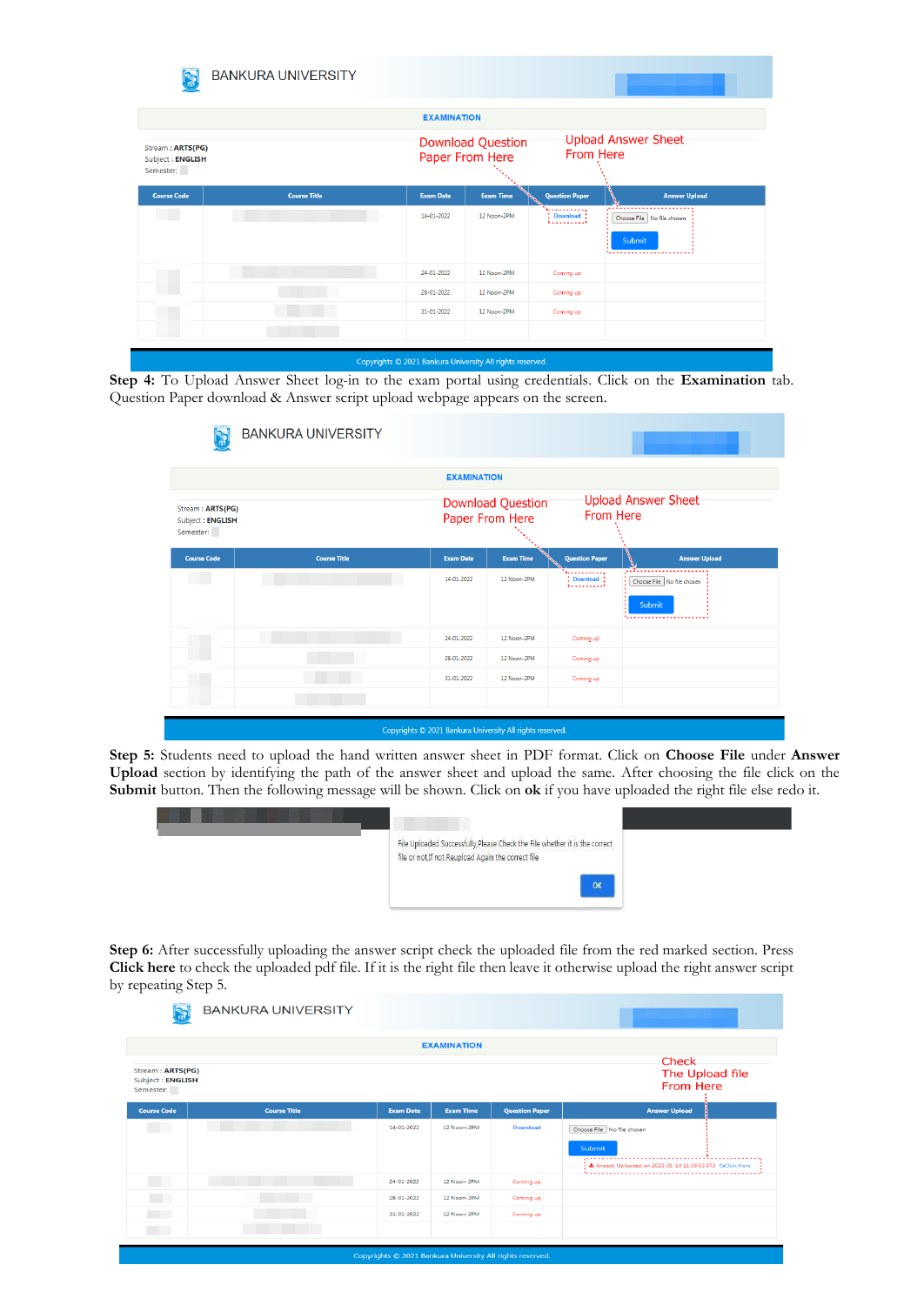**Step 4:** To Upload Answer Sheet log-in to the exam portal using credentials. Click on the **Examination** tab. Question Paper download & Answer script upload webpage appears on the screen.

**Step 5:** Students need to upload the hand written answer sheet in PDF format. Click on **Choose File** under **Answer Upload** section by identifying the path of the answer sheet and upload the same. After choosing the file click on the **Submit** button. Then the following message will be shown. Click on **ok** if you have uploaded the right file else redo it.

**Step 6:** After successfully uploading the answer script check the uploaded file from the red marked section. Press **Click here** to check the uploaded pdf file. If it is the right file then leave it otherwise upload the right answer script by repeating Step 5.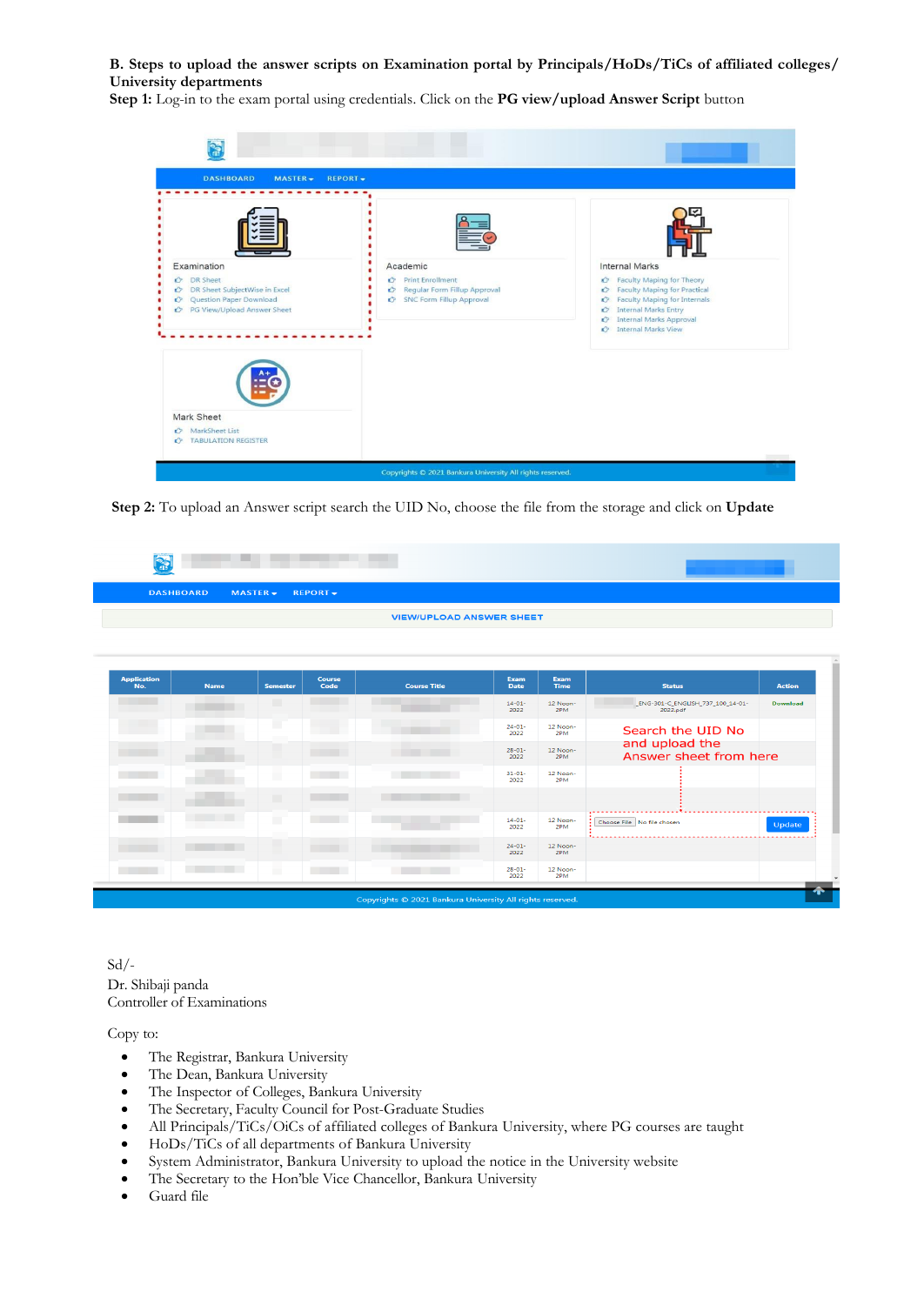**B. Steps to upload the answer scripts on Examination portal by Principals/HoDs/TiCs of affiliated colleges/ University departments**

**Step 1:** Log-in to the exam portal using credentials. Click on the **PG view/upload Answer Script** button

**Step 2:** To upload an Answer script search the UID No, choose the file from the storage and click on **Update**

Sd/-
Dr. Shibaji panda
Controller of Examinations

Copy to:

- The Registrar, Bankura University
- The Dean, Bankura University
- The Inspector of Colleges, Bankura University
- The Secretary, Faculty Council for Post-Graduate Studies
- All Principals/TiCs/OiCs of affiliated colleges of Bankura University, where PG courses are taught
- HoDs/TiCs of all departments of Bankura University
- System Administrator, Bankura University to upload the notice in the University website
- The Secretary to the Hon'ble Vice Chancellor, Bankura University
- Guard file